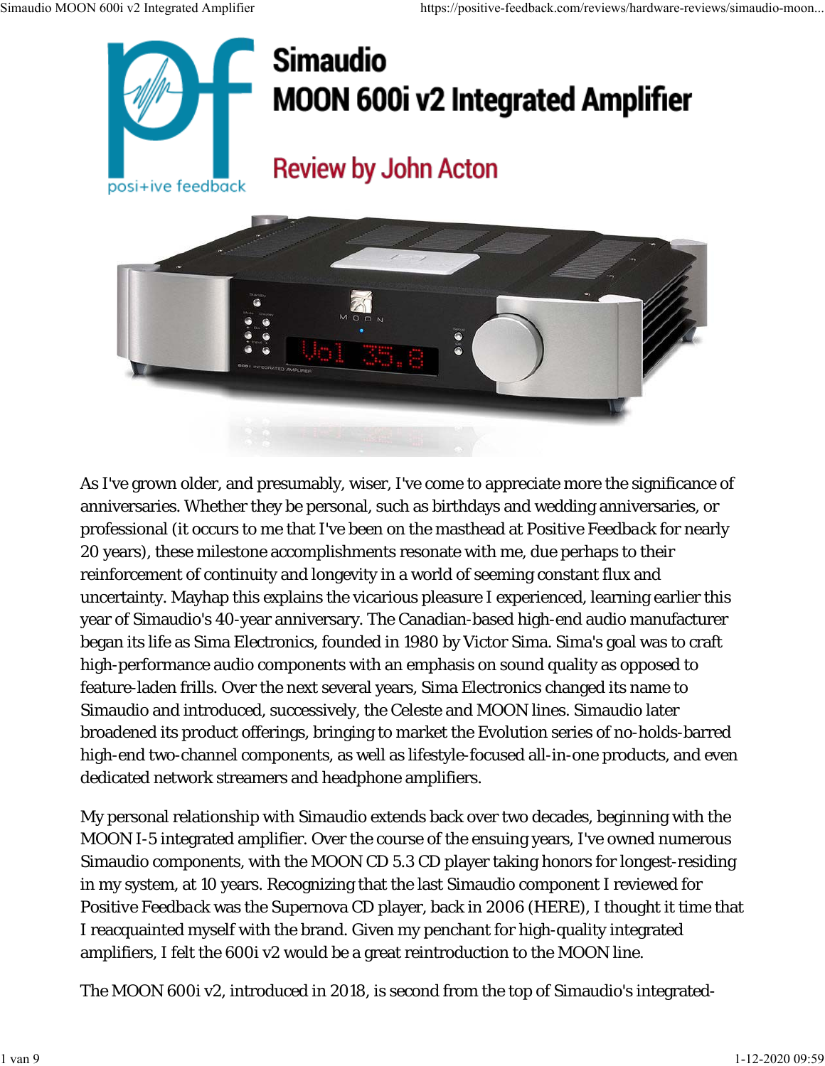# Simaudio MOON 600i v2 Integrated Amplifier

## Review by John Acton

As I've grown older, and presumably, wiser, I've come to appreciate more the significance of anniversaries. Whether they be personal, such as birthdays and wedding anniversaries, or professional (it occurs to me that I've been on the masthead at *Positive Feedback* for nearly 20 years), these milestone accomplishments resonate with me, due perhaps to their reinforcement of continuity and longevity in a world of seeming constant flux and uncertainty. Mayhap this explains the vicarious pleasure I experienced, learning earlier this year of Simaudio's 40-year anniversary. The Canadian-based high-end audio manufacturer began its life as Sima Electronics, founded in 1980 by Victor Sima. Sima's goal was to craft high-performance audio components with an emphasis on sound quality as opposed to feature-laden frills. Over the next several years, Sima Electronics changed its name to Simaudio and introduced, successively, the Celeste and MOON lines. Simaudio later broadened its product offerings, bringing to market the Evolution series of no-holds-barred high-end two-channel components, as well as lifestyle-focused all-in-one products, and even dedicated network streamers and headphone amplifiers.

My personal relationship with Simaudio extends back over two decades, beginning with the MOON I-5 integrated amplifier. Over the course of the ensuing years, I've owned numerous Simaudio components, with the MOON CD 5.3 CD player taking honors for longest-residing in my system, at 10 years. Recognizing that the last Simaudio component I reviewed for *Positive Feedback* was the Supernova CD player, back in 2006 (HERE), I thought it time that I reacquainted myself with the brand. Given my penchant for high-quality integrated amplifiers, I felt the 600i v2 would be a great reintroduction to the MOON line.

The MOON 600i v2, introduced in 2018, is second from the top of Simaudio's integrated-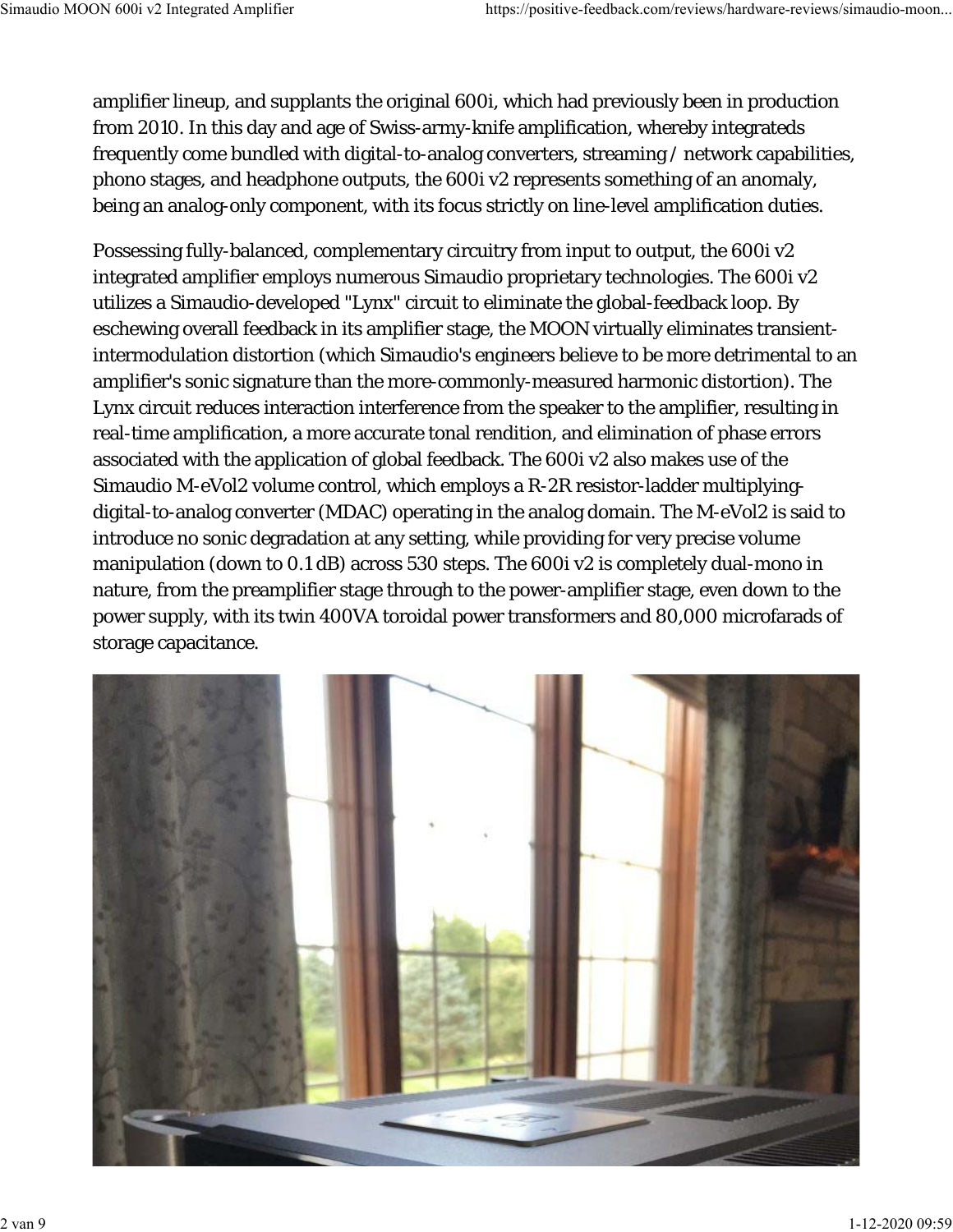amplifier lineup, and supplants the original 600i, which had previously been in production from 2010. In this day and age of Swiss-army-knife amplification, whereby integrateds frequently come bundled with digital-to-analog converters, streaming / network capabilities, phono stages, and headphone outputs, the 600i v2 represents something of an anomaly, being an analog-only component, with its focus strictly on line-level amplification duties.

Possessing fully-balanced, complementary circuitry from input to output, the 600i v2 integrated amplifier employs numerous Simaudio proprietary technologies. The 600i v2 utilizes a Simaudio-developed "Lynx" circuit to eliminate the global-feedback loop. By eschewing overall feedback in its amplifier stage, the MOON virtually eliminates transient-intermodulation distortion (which Simaudio's engineers believe to be more detrimental to an amplifier's sonic signature than the more-commonly-measured harmonic distortion). The Lynx circuit reduces interaction interference from the speaker to the amplifier, resulting in real-time amplification, a more accurate tonal rendition, and elimination of phase errors associated with the application of global feedback. The 600i v2 also makes use of the Simaudio M-eVol2 volume control, which employs a R-2R resistor-ladder multiplying-digital-to-analog converter (MDAC) operating in the analog domain. The M-eVol2 is said to introduce no sonic degradation at any setting, while providing for very precise volume manipulation (down to 0.1 dB) across 530 steps. The 600i v2 is completely dual-mono in nature, from the preamplifier stage through to the power-amplifier stage, even down to the power supply, with its twin 400VA toroidal power transformers and 80,000 microfarads of storage capacitance.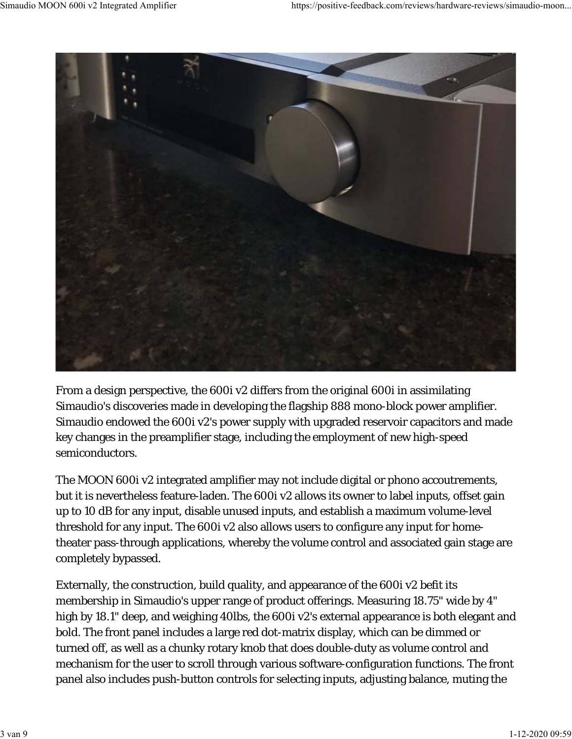From a design perspective, the 600i v2 differs from the original 600i in assimilating Simaudio's discoveries made in developing the flagship 888 mono-block power amplifier. Simaudio endowed the 600i v2's power supply with upgraded reservoir capacitors and made key changes in the preamplifier stage, including the employment of new high-speed semiconductors.

The MOON 600i v2 integrated amplifier may not include digital or phono accoutrements, but it is nevertheless feature-laden. The 600i v2 allows its owner to label inputs, offset gain up to 10 dB for any input, disable unused inputs, and establish a maximum volume-level threshold for any input. The 600i v2 also allows users to configure any input for home-theater pass-through applications, whereby the volume control and associated gain stage are completely bypassed.

Externally, the construction, build quality, and appearance of the 600i v2 befit its membership in Simaudio's upper range of product offerings. Measuring 18.75" wide by 4" high by 18.1" deep, and weighing 40lbs, the 600i v2's external appearance is both elegant and bold. The front panel includes a large red dot-matrix display, which can be dimmed or turned off, as well as a chunky rotary knob that does double-duty as volume control and mechanism for the user to scroll through various software-configuration functions. The front panel also includes push-button controls for selecting inputs, adjusting balance, muting the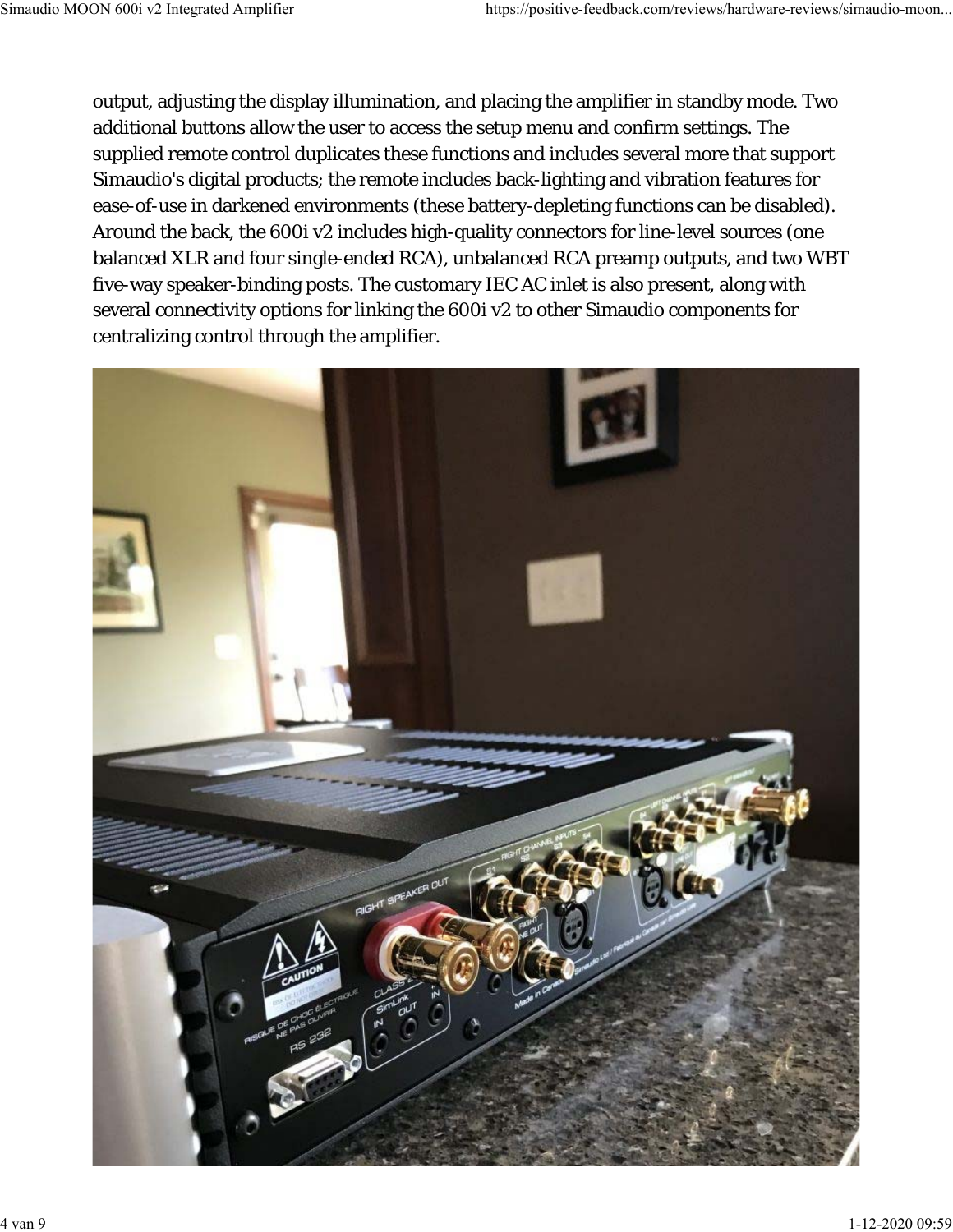output, adjusting the display illumination, and placing the amplifier in standby mode. Two additional buttons allow the user to access the setup menu and confirm settings. The supplied remote control duplicates these functions and includes several more that support Simaudio's digital products; the remote includes back-lighting and vibration features for ease-of-use in darkened environments (these battery-depleting functions can be disabled). Around the back, the 600i v2 includes high-quality connectors for line-level sources (one balanced XLR and four single-ended RCA), unbalanced RCA preamp outputs, and two WBT five-way speaker-binding posts. The customary IEC AC inlet is also present, along with several connectivity options for linking the 600i v2 to other Simaudio components for centralizing control through the amplifier.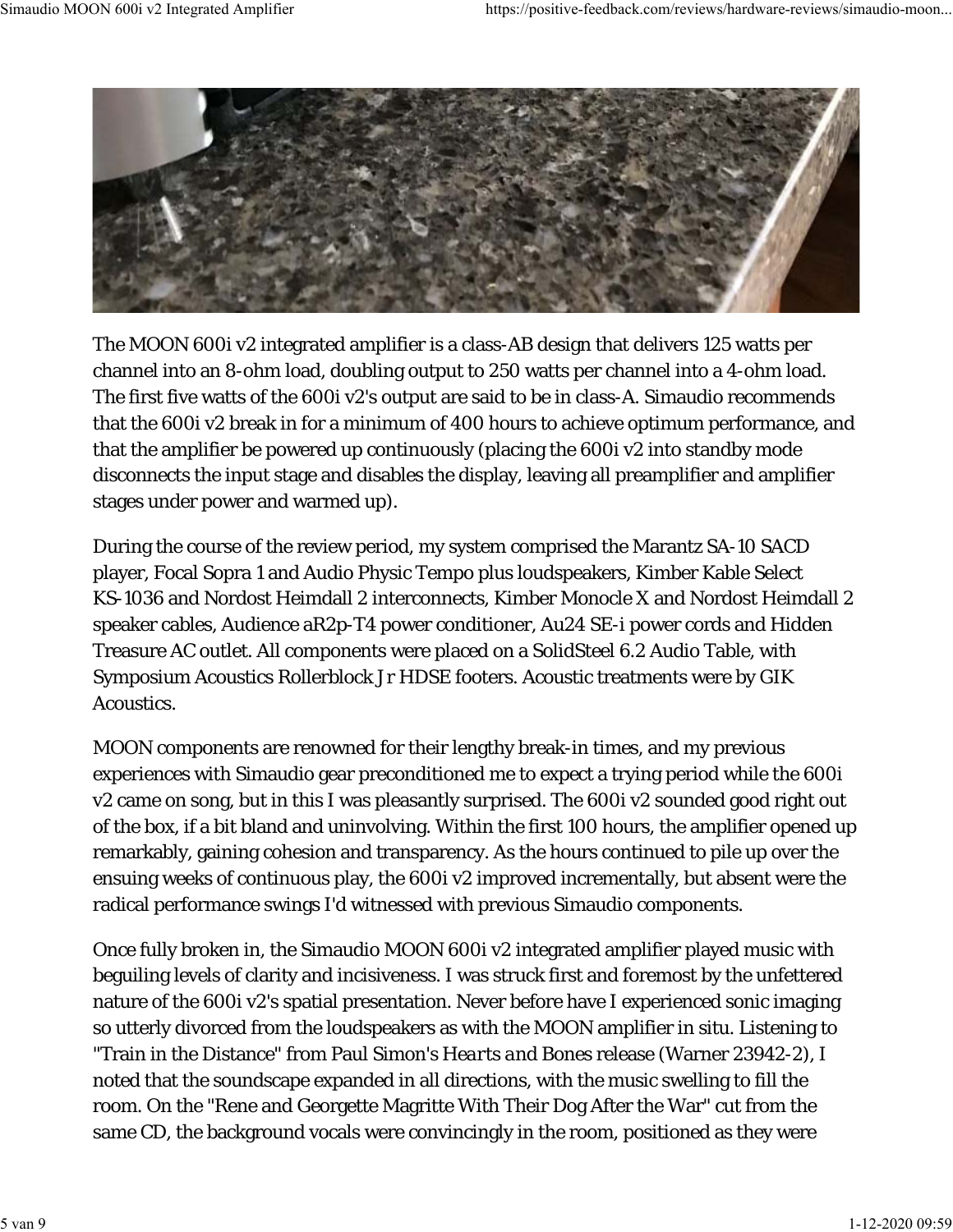The MOON 600i v2 integrated amplifier is a class-AB design that delivers 125 watts per channel into an 8-ohm load, doubling output to 250 watts per channel into a 4-ohm load. The first five watts of the 600i v2's output are said to be in class-A. Simaudio recommends that the 600i v2 break in for a minimum of 400 hours to achieve optimum performance, and that the amplifier be powered up continuously (placing the 600i v2 into standby mode disconnects the input stage and disables the display, leaving all preamplifier and amplifier stages under power and warmed up).

During the course of the review period, my system comprised the Marantz SA-10 SACD player, Focal Sopra 1 and Audio Physic Tempo plus loudspeakers, Kimber Kable Select KS-1036 and Nordost Heimdall 2 interconnects, Kimber Monocle X and Nordost Heimdall 2 speaker cables, Audience aR2p-T4 power conditioner, Au24 SE-i power cords and Hidden Treasure AC outlet. All components were placed on a SolidSteel 6.2 Audio Table, with Symposium Acoustics Rollerblock Jr HDSE footers. Acoustic treatments were by GIK Acoustics.

MOON components are renowned for their lengthy break-in times, and my previous experiences with Simaudio gear preconditioned me to expect a trying period while the 600i v2 came on song, but in this I was pleasantly surprised. The 600i v2 sounded good right out of the box, if a bit bland and uninvolving. Within the first 100 hours, the amplifier opened up remarkably, gaining cohesion and transparency. As the hours continued to pile up over the ensuing weeks of continuous play, the 600i v2 improved incrementally, but absent were the radical performance swings I'd witnessed with previous Simaudio components.

Once fully broken in, the Simaudio MOON 600i v2 integrated amplifier played music with beguiling levels of clarity and incisiveness. I was struck first and foremost by the unfettered nature of the 600i v2's spatial presentation. Never before have I experienced sonic imaging so utterly divorced from the loudspeakers as with the MOON amplifier in situ. Listening to "Train in the Distance" from Paul Simon's *Hearts and Bones* release (Warner 23942-2), I noted that the soundscape expanded in all directions, with the music swelling to fill the room. On the "Rene and Georgette Magritte With Their Dog After the War" cut from the same CD, the background vocals were convincingly in the room, positioned as they were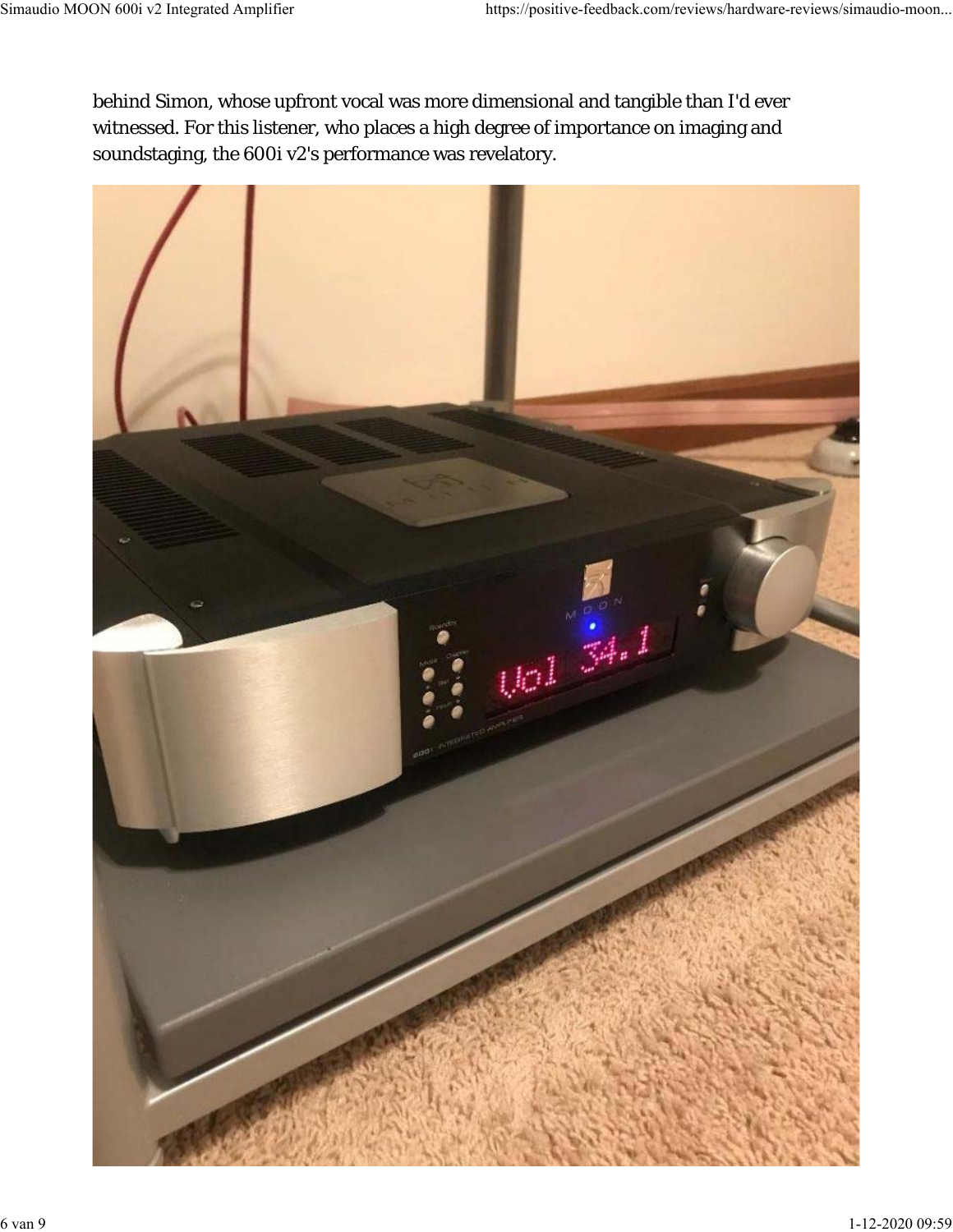behind Simon, whose upfront vocal was more dimensional and tangible than I'd ever witnessed. For this listener, who places a high degree of importance on imaging and soundstaging, the 600i v2's performance was revelatory.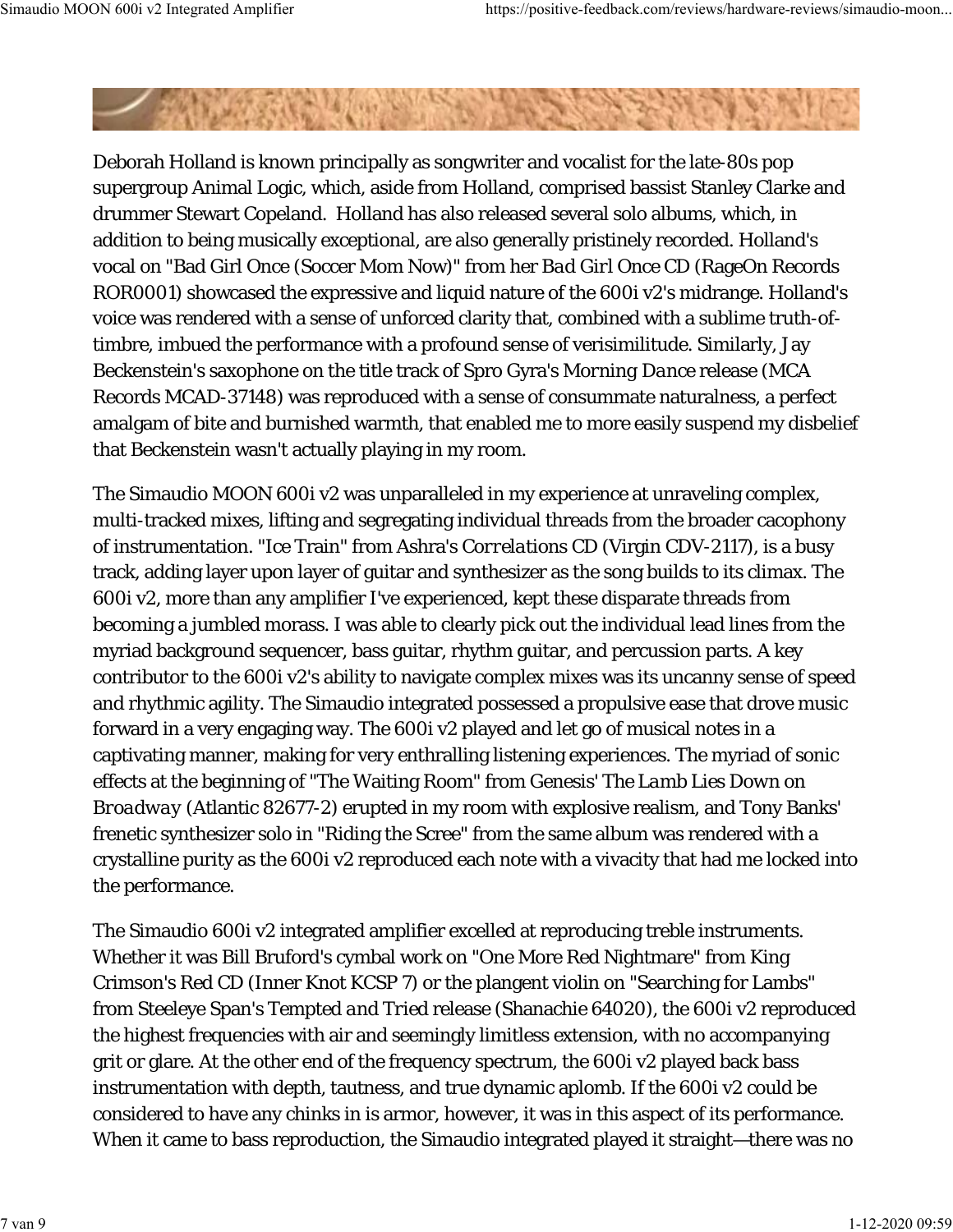Deborah Holland is known principally as songwriter and vocalist for the late-80s pop supergroup Animal Logic, which, aside from Holland, comprised bassist Stanley Clarke and drummer Stewart Copeland. Holland has also released several solo albums, which, in addition to being musically exceptional, are also generally pristinely recorded. Holland's vocal on "Bad Girl Once (Soccer Mom Now)" from her *Bad Girl Once* CD (RageOn Records ROR0001) showcased the expressive and liquid nature of the 600i v2's midrange. Holland's voice was rendered with a sense of unforced clarity that, combined with a sublime truth-of-timbre, imbued the performance with a profound sense of verisimilitude. Similarly, Jay Beckenstein's saxophone on the title track of Spro Gyra's *Morning Dance* release (MCA Records MCAD-37148) was reproduced with a sense of consummate naturalness, a perfect amalgam of bite and burnished warmth, that enabled me to more easily suspend my disbelief that Beckenstein wasn't actually playing in my room.

The Simaudio MOON 600i v2 was unparalleled in my experience at unraveling complex, multi-tracked mixes, lifting and segregating individual threads from the broader cacophony of instrumentation. "Ice Train" from Ashra's *Correlations* CD (Virgin CDV-2117), is a busy track, adding layer upon layer of guitar and synthesizer as the song builds to its climax. The 600i v2, more than any amplifier I've experienced, kept these disparate threads from becoming a jumbled morass. I was able to clearly pick out the individual lead lines from the myriad background sequencer, bass guitar, rhythm guitar, and percussion parts. A key contributor to the 600i v2's ability to navigate complex mixes was its uncanny sense of speed and rhythmic agility. The Simaudio integrated possessed a propulsive ease that drove music forward in a very engaging way. The 600i v2 played and let go of musical notes in a captivating manner, making for very enthralling listening experiences. The myriad of sonic effects at the beginning of "The Waiting Room" from Genesis' *The Lamb Lies Down on Broadway* (Atlantic 82677-2) erupted in my room with explosive realism, and Tony Banks' frenetic synthesizer solo in "Riding the Scree" from the same album was rendered with a crystalline purity as the 600i v2 reproduced each note with a vivacity that had me locked into the performance.

The Simaudio 600i v2 integrated amplifier excelled at reproducing treble instruments. Whether it was Bill Bruford's cymbal work on "One More Red Nightmare" from King Crimson's *Red* CD (Inner Knot KCSP 7) or the plangent violin on "Searching for Lambs" from Steeleye Span's *Tempted and Tried* release (Shanachie 64020), the 600i v2 reproduced the highest frequencies with air and seemingly limitless extension, with no accompanying grit or glare. At the other end of the frequency spectrum, the 600i v2 played back bass instrumentation with depth, tautness, and true dynamic aplomb. If the 600i v2 could be considered to have any chinks in is armor, however, it was in this aspect of its performance. When it came to bass reproduction, the Simaudio integrated played it straight—there was no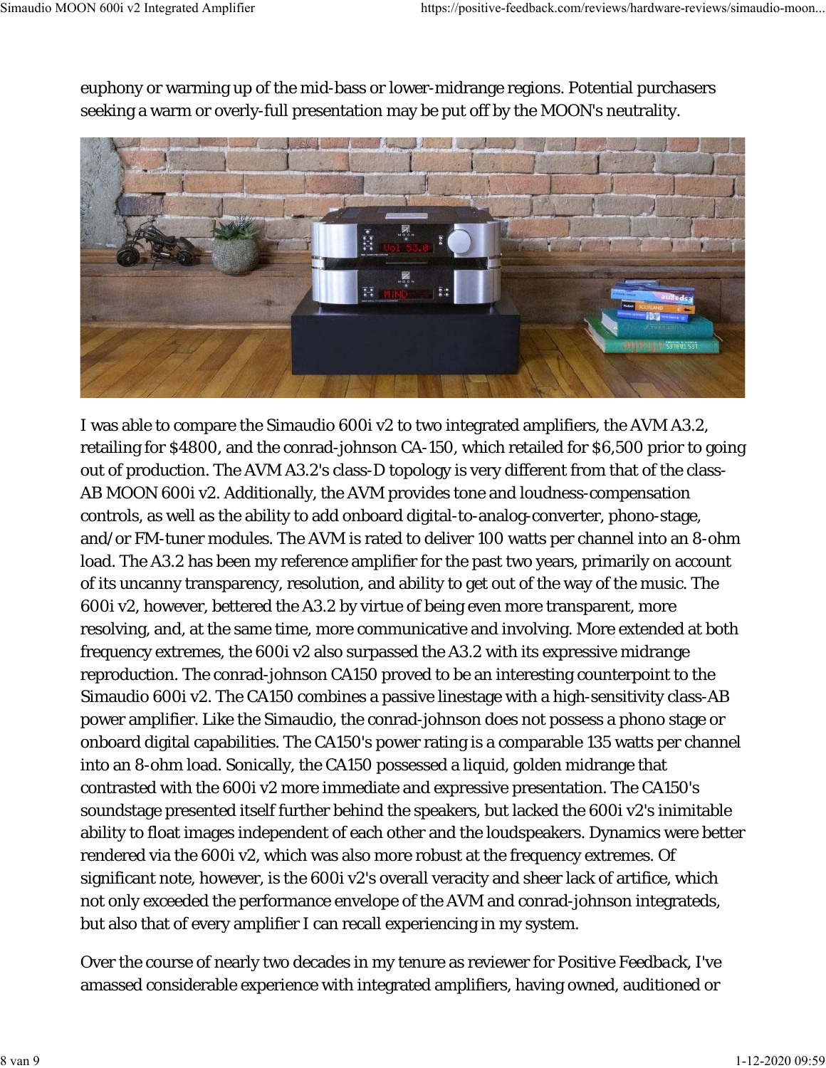euphony or warming up of the mid-bass or lower-midrange regions. Potential purchasers seeking a warm or overly-full presentation may be put off by the MOON's neutrality.

I was able to compare the Simaudio 600i v2 to two integrated amplifiers, the AVM A3.2, retailing for $4800, and the conrad-johnson CA-150, which retailed for $6,500 prior to going out of production. The AVM A3.2's class-D topology is very different from that of the class-AB MOON 600i v2. Additionally, the AVM provides tone and loudness-compensation controls, as well as the ability to add onboard digital-to-analog-converter, phono-stage, and/or FM-tuner modules. The AVM is rated to deliver 100 watts per channel into an 8-ohm load. The A3.2 has been my reference amplifier for the past two years, primarily on account of its uncanny transparency, resolution, and ability to get out of the way of the music. The 600i v2, however, bettered the A3.2 by virtue of being even more transparent, more resolving, and, at the same time, more communicative and involving. More extended at both frequency extremes, the 600i v2 also surpassed the A3.2 with its expressive midrange reproduction. The conrad-johnson CA150 proved to be an interesting counterpoint to the Simaudio 600i v2. The CA150 combines a passive linestage with a high-sensitivity class-AB power amplifier. Like the Simaudio, the conrad-johnson does not possess a phono stage or onboard digital capabilities. The CA150's power rating is a comparable 135 watts per channel into an 8-ohm load. Sonically, the CA150 possessed a liquid, golden midrange that contrasted with the 600i v2 more immediate and expressive presentation. The CA150's soundstage presented itself further behind the speakers, but lacked the 600i v2's inimitable ability to float images independent of each other and the loudspeakers. Dynamics were better rendered via the 600i v2, which was also more robust at the frequency extremes. Of significant note, however, is the 600i v2's overall veracity and sheer lack of artifice, which not only exceeded the performance envelope of the AVM and conrad-johnson integrateds, but also that of every amplifier I can recall experiencing in my system.

Over the course of nearly two decades in my tenure as reviewer for *Positive Feedback*, I've amassed considerable experience with integrated amplifiers, having owned, auditioned or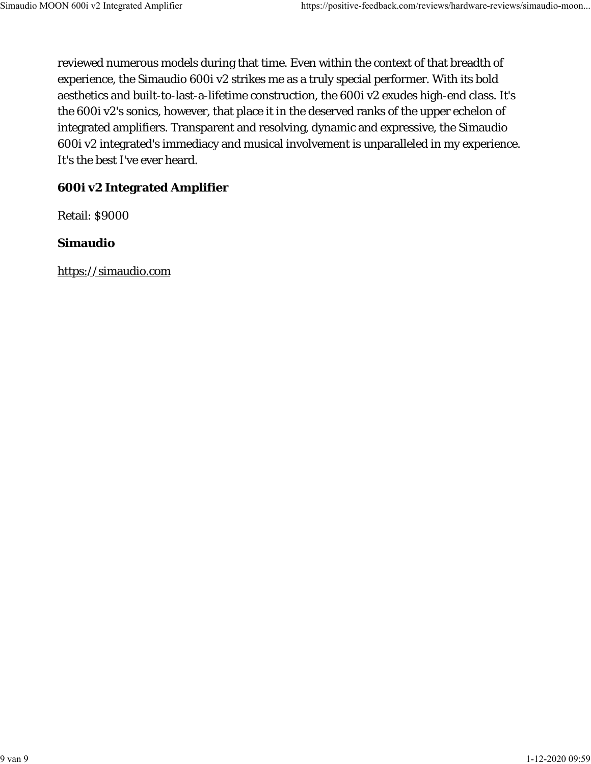reviewed numerous models during that time. Even within the context of that breadth of experience, the Simaudio 600i v2 strikes me as a truly special performer. With its bold aesthetics and built-to-last-a-lifetime construction, the 600i v2 exudes high-end class. It's the 600i v2's sonics, however, that place it in the deserved ranks of the upper echelon of integrated amplifiers. Transparent and resolving, dynamic and expressive, the Simaudio 600i v2 integrated's immediacy and musical involvement is unparalleled in my experience. It's the best I've ever heard.

**600i v2 Integrated Amplifier**

Retail: $9000

**Simaudio**

https://simaudio.com